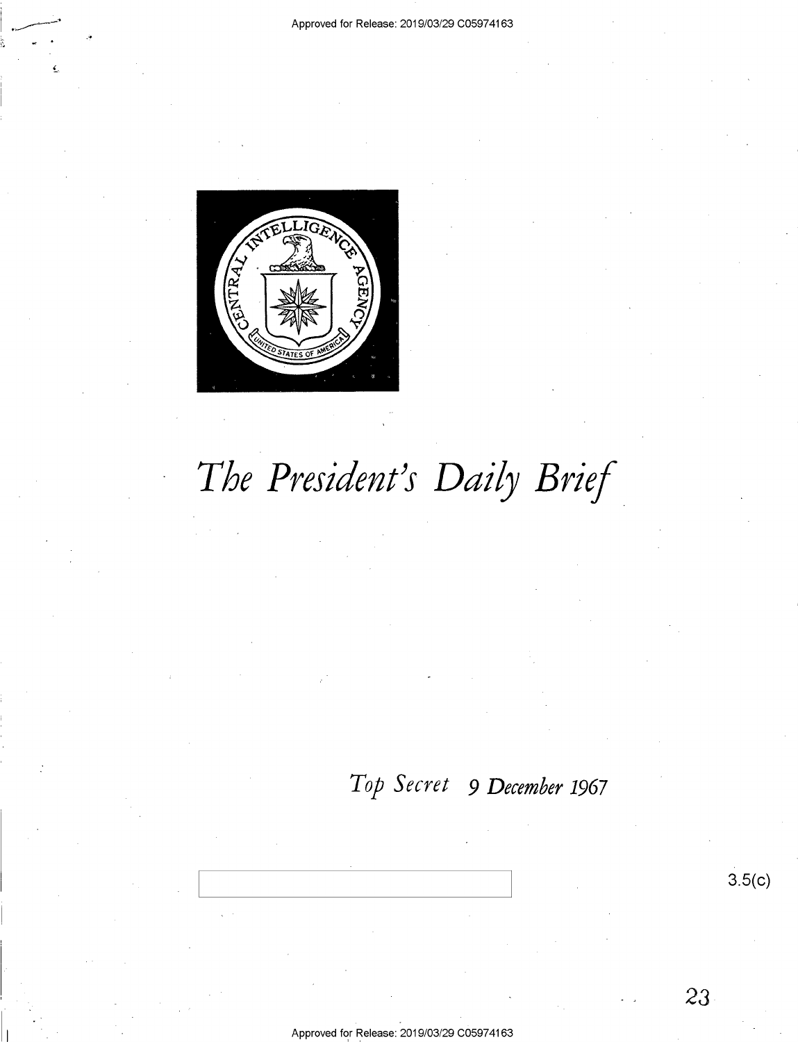# The President's Daily Brief

*Top Secret* 9 December 1967

3.5(c)

23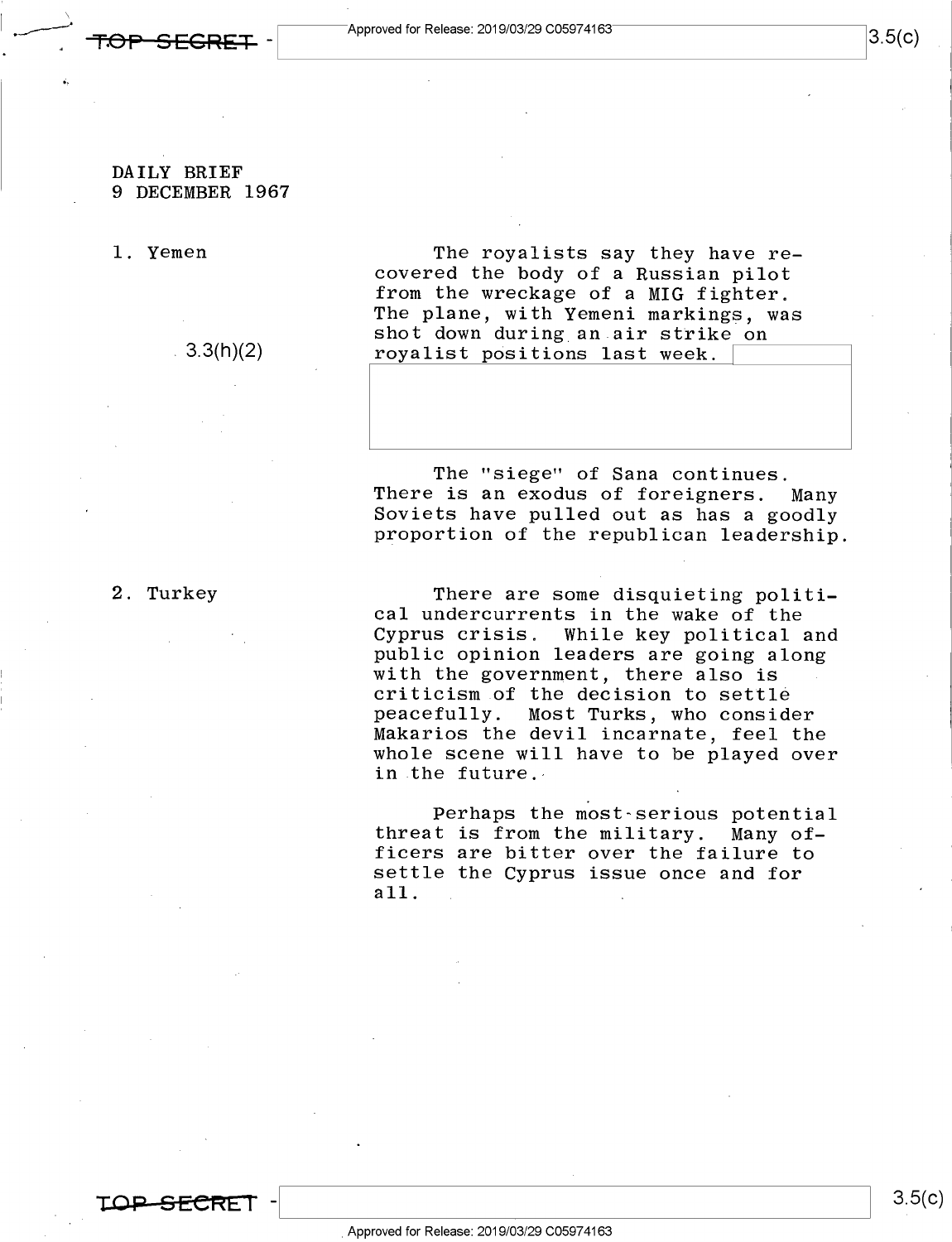DAILY BRIEF
9 DECEMBER 1967

1. Yemen

The royalists say they have recovered the body of a Russian pilot from the wreckage of a MIG fighter. The plane, with Yemeni markings, was shot down during an air strike on royalist positions last week.

3.3(h)(2)

The "siege" of Sana continues. There is an exodus of foreigners. Many Soviets have pulled out as has a goodly proportion of the republican leadership.

2. Turkey

There are some disquieting political undercurrents in the wake of the Cyprus crisis. While key political and public opinion leaders are going along with the government, there also is criticism of the decision to settle peacefully. Most Turks, who consider Makarios the devil incarnate, feel the whole scene will have to be played over in the future.

Perhaps the most serious potential threat is from the military. Many officers are bitter over the failure to settle the Cyprus issue once and for all.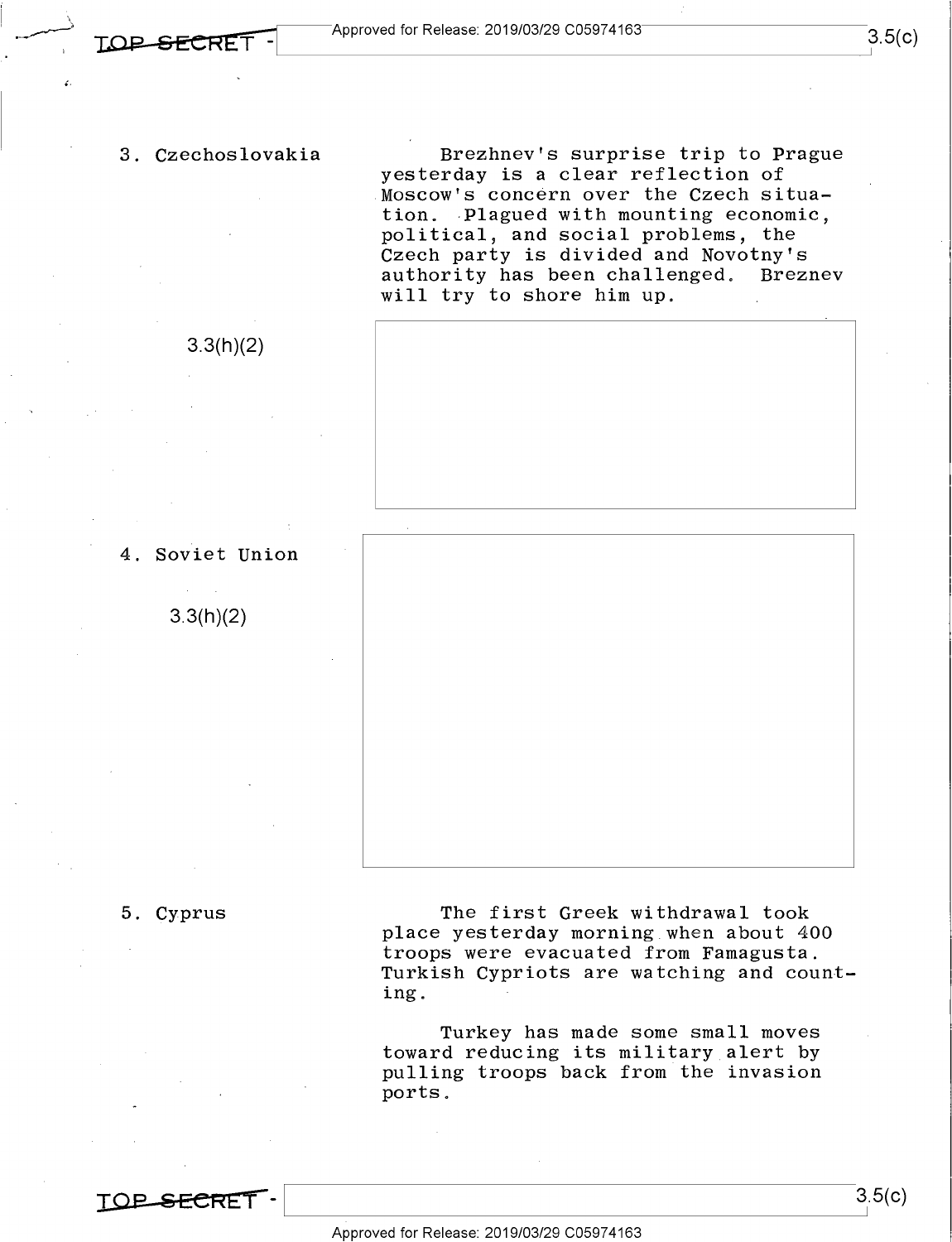3. Czechoslovakia

Brezhnev's surprise trip to Prague yesterday is a clear reflection of Moscow's concern over the Czech situation. Plagued with mounting economic, political, and social problems, the Czech party is divided and Novotny's authority has been challenged. Breznev will try to shore him up.

3.3(h)(2)

4. Soviet Union

3.3(h)(2)

5. Cyprus

The first Greek withdrawal took place yesterday morning when about 400 troops were evacuated from Famagusta. Turkish Cypriots are watching and counting.

Turkey has made some small moves toward reducing its military alert by pulling troops back from the invasion ports.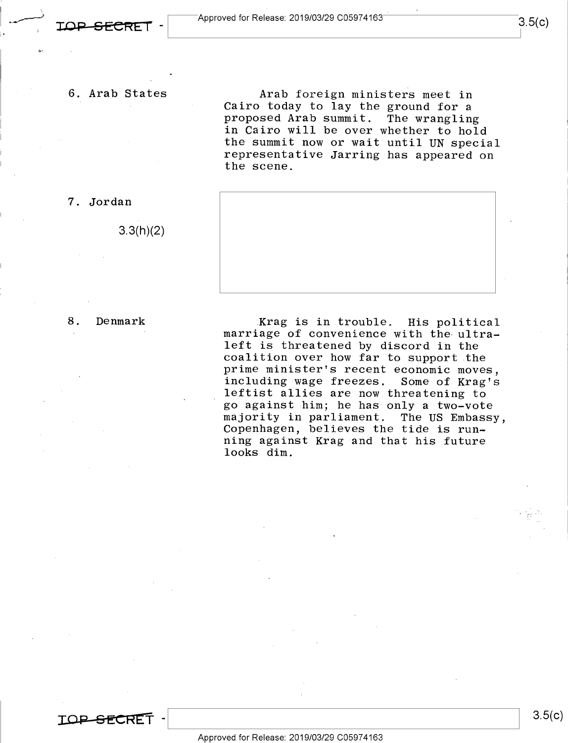6. Arab States

Arab foreign ministers meet in Cairo today to lay the ground for a proposed Arab summit. The wrangling in Cairo will be over whether to hold the summit now or wait until UN special representative Jarring has appeared on the scene.

7. Jordan

3.3(h)(2)

8. Denmark

Krag is in trouble. His political marriage of convenience with the ultra-left is threatened by discord in the coalition over how far to support the prime minister's recent economic moves, including wage freezes. Some of Krag's leftist allies are now threatening to go against him; he has only a two-vote majority in parliament. The US Embassy, Copenhagen, believes the tide is running against Krag and that his future looks dim.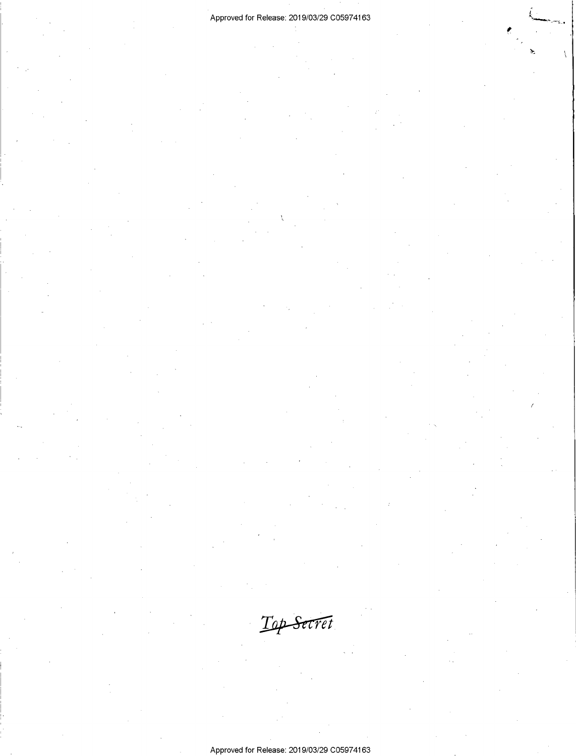~~Top Secret~~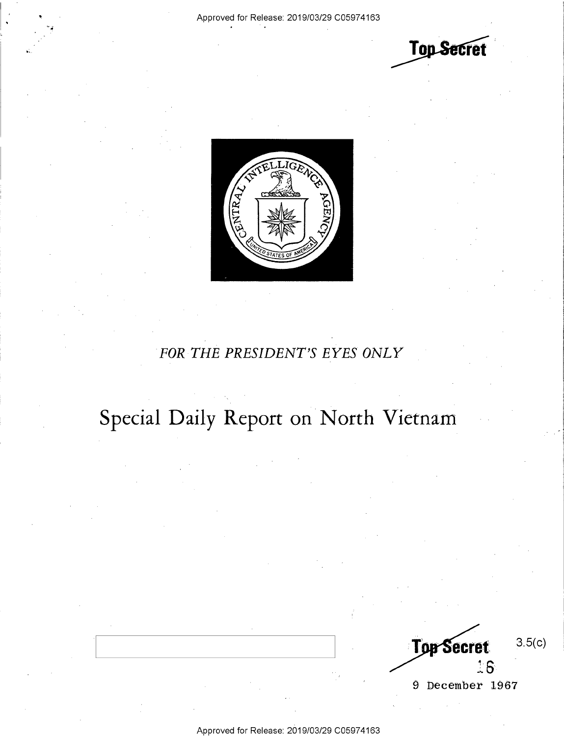Top Secret

*FOR THE PRESIDENT'S EYES ONLY*

# Special Daily Report on North Vietnam

Top Secret 3.5(c)

16

9 December 1967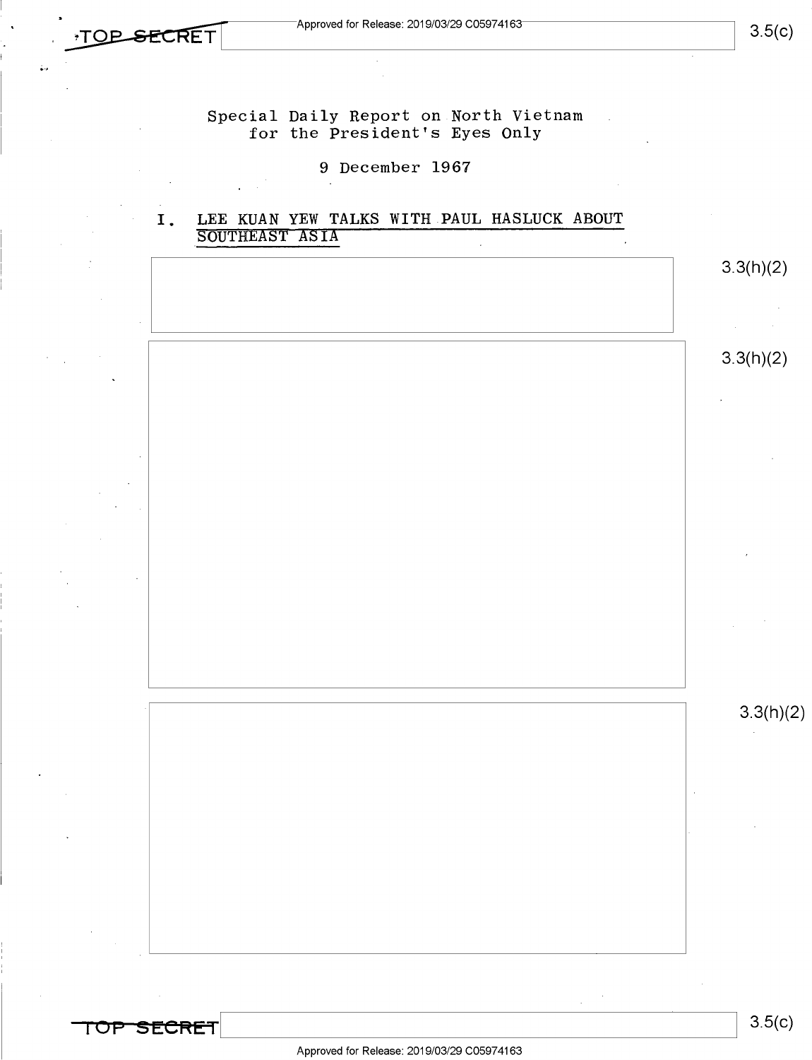TOP SECRET

Special Daily Report on North Vietnam
for the President's Eyes Only

9 December 1967

## I. LEE KUAN YEW TALKS WITH PAUL HASLUCK ABOUT SOUTHEAST ASIA

3.3(h)(2)

3.3(h)(2)

3.3(h)(2)

TOP SECRET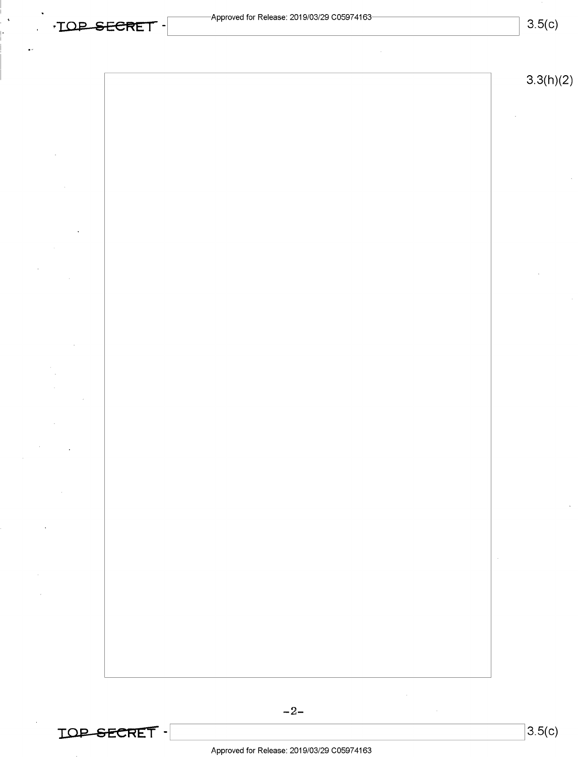3.3(h)(2)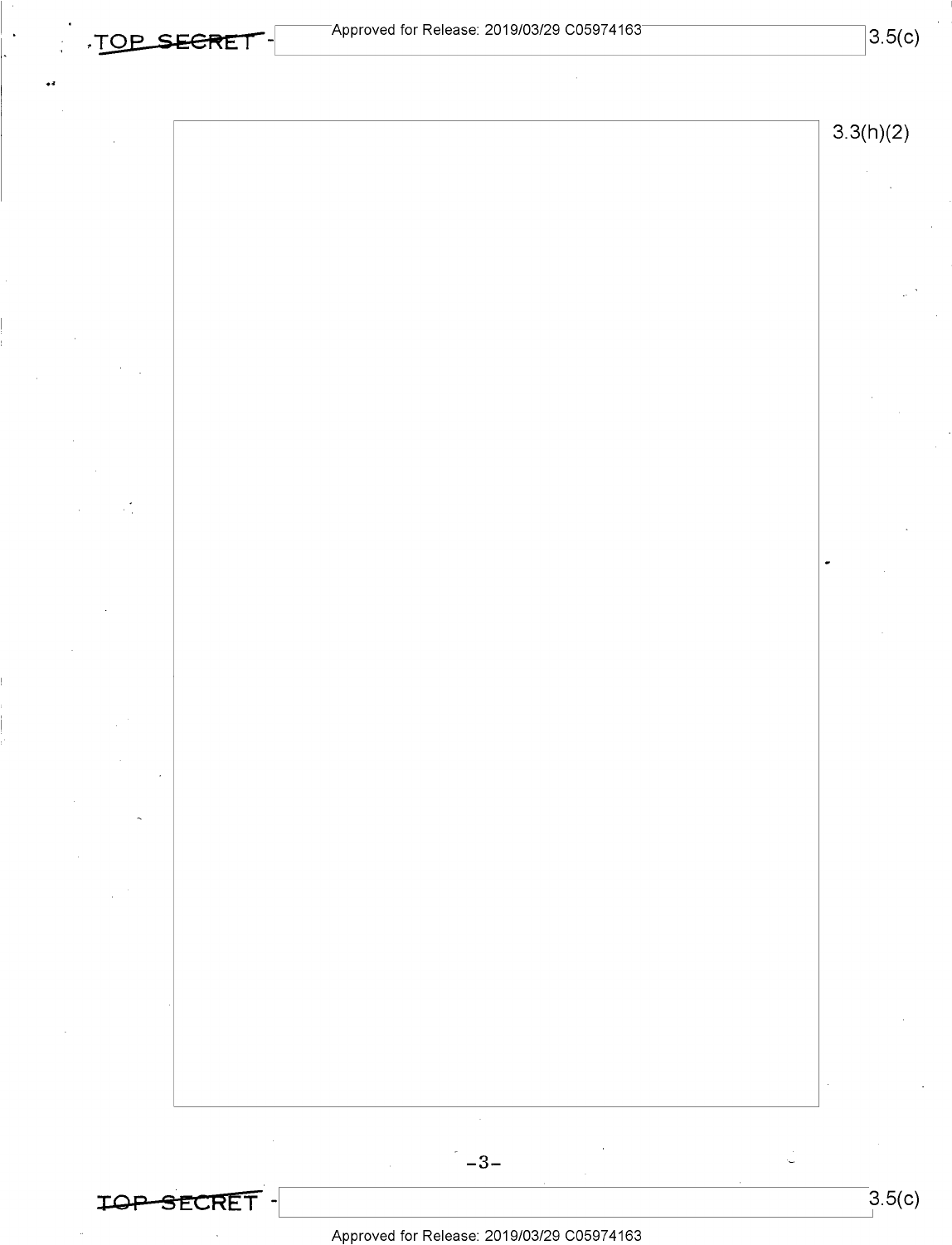3.3(h)(2)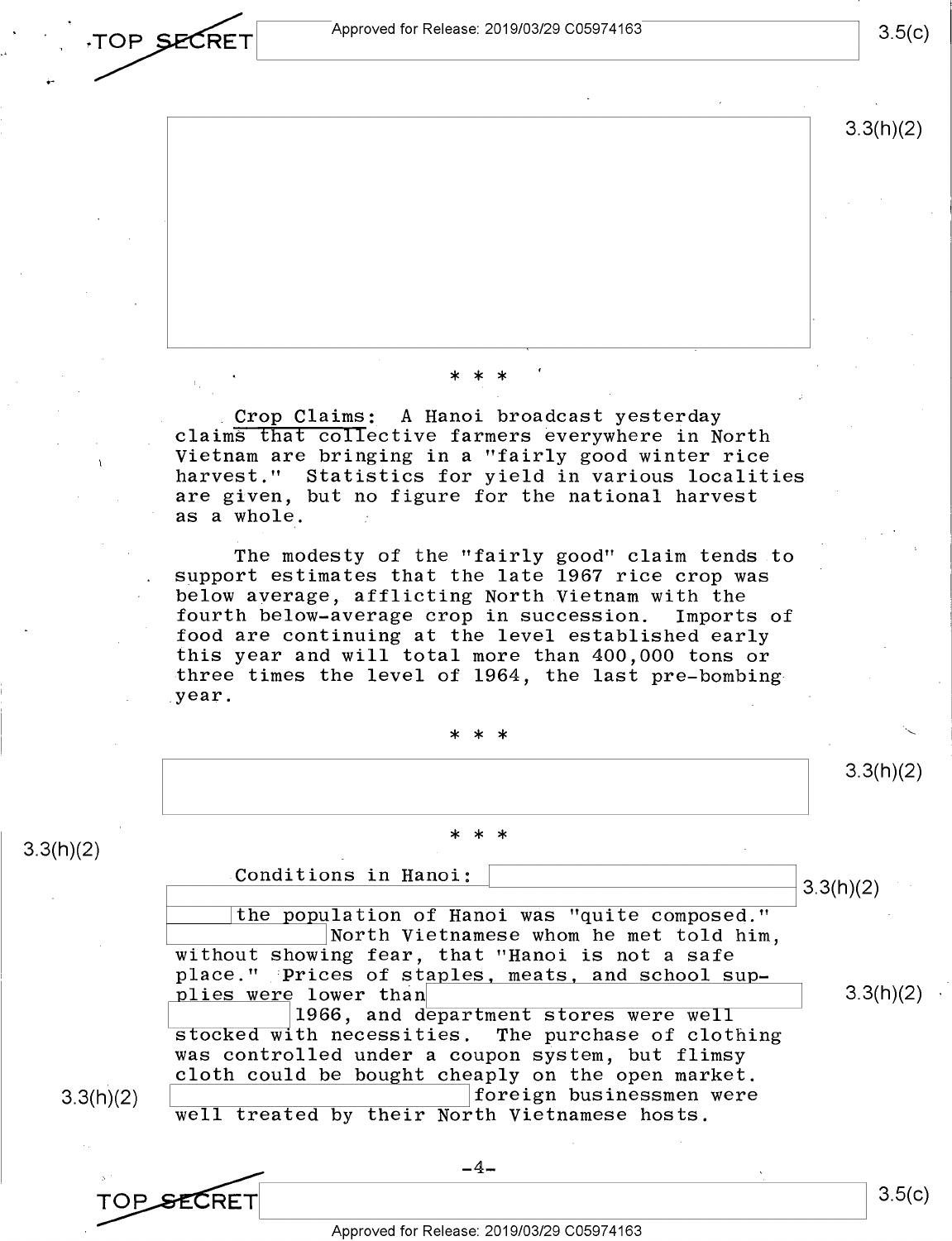\* \* \*

Crop Claims: A Hanoi broadcast yesterday claims that collective farmers everywhere in North Vietnam are bringing in a "fairly good winter rice harvest." Statistics for yield in various localities are given, but no figure for the national harvest as a whole.

The modesty of the "fairly good" claim tends to support estimates that the late 1967 rice crop was below average, afflicting North Vietnam with the fourth below-average crop in succession. Imports of food are continuing at the level established early this year and will total more than 400,000 tons or three times the level of 1964, the last pre-bombing year.

\* \* \*

\* \* \*

Conditions in Hanoi: the population of Hanoi was "quite composed." North Vietnamese whom he met told him, without showing fear, that "Hanoi is not a safe place." Prices of staples, meats, and school supplies were lower than 1966, and department stores were well stocked with necessities. The purchase of clothing was controlled under a coupon system, but flimsy cloth could be bought cheaply on the open market. foreign businessmen were well treated by their North Vietnamese hosts.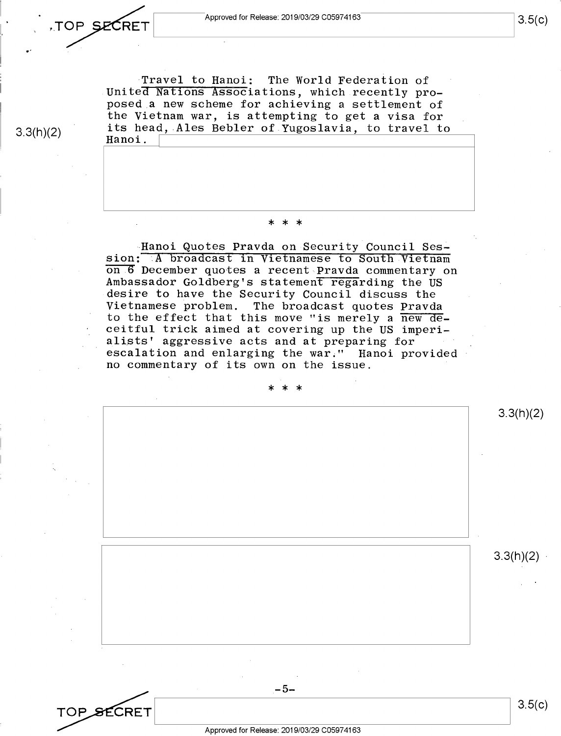**Travel to Hanoi:** The World Federation of United Nations Associations, which recently proposed a new scheme for achieving a settlement of the Vietnam war, is attempting to get a visa for its head, Ales Bebler of Yugoslavia, to travel to Hanoi.

\* \* \*

**Hanoi Quotes Pravda on Security Council Session:** A broadcast in Vietnamese to South Vietnam on 6 December quotes a recent *Pravda* commentary on Ambassador Goldberg's statement regarding the US desire to have the Security Council discuss the Vietnamese problem. The broadcast quotes *Pravda* to the effect that this move "is merely a new deceitful trick aimed at covering up the US imperialists' aggressive acts and at preparing for escalation and enlarging the war." Hanoi provided no commentary of its own on the issue.

\* \* \*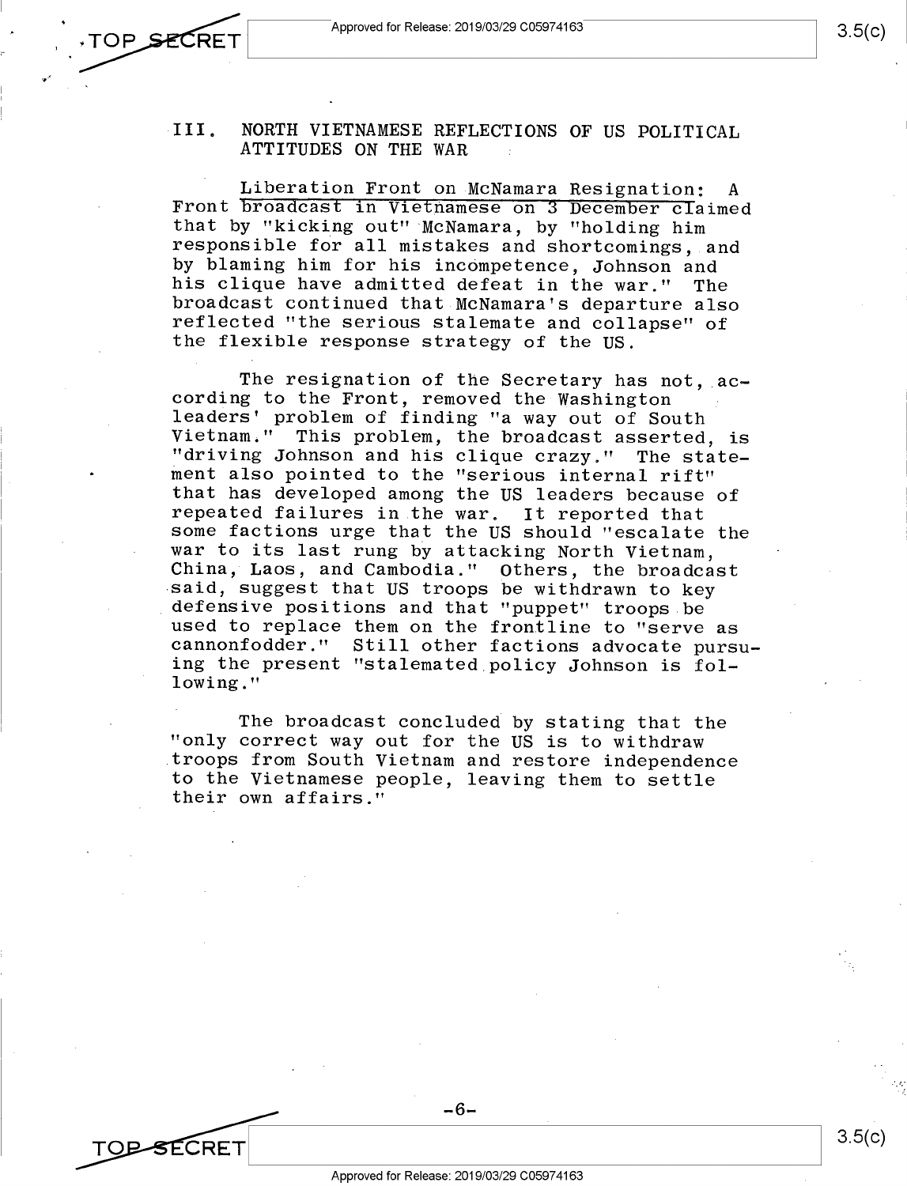## III. NORTH VIETNAMESE REFLECTIONS OF US POLITICAL ATTITUDES ON THE WAR

Liberation Front on McNamara Resignation: A Front broadcast in Vietnamese on 3 December claimed that by "kicking out" McNamara, by "holding him responsible for all mistakes and shortcomings, and by blaming him for his incompetence, Johnson and his clique have admitted defeat in the war." The broadcast continued that McNamara's departure also reflected "the serious stalemate and collapse" of the flexible response strategy of the US.

The resignation of the Secretary has not, according to the Front, removed the Washington leaders' problem of finding "a way out of South Vietnam." This problem, the broadcast asserted, is "driving Johnson and his clique crazy." The statement also pointed to the "serious internal rift" that has developed among the US leaders because of repeated failures in the war. It reported that some factions urge that the US should "escalate the war to its last rung by attacking North Vietnam, China, Laos, and Cambodia." Others, the broadcast said, suggest that US troops be withdrawn to key defensive positions and that "puppet" troops be used to replace them on the frontline to "serve as cannonfodder." Still other factions advocate pursuing the present "stalemated policy Johnson is following."

The broadcast concluded by stating that the "only correct way out for the US is to withdraw troops from South Vietnam and restore independence to the Vietnamese people, leaving them to settle their own affairs."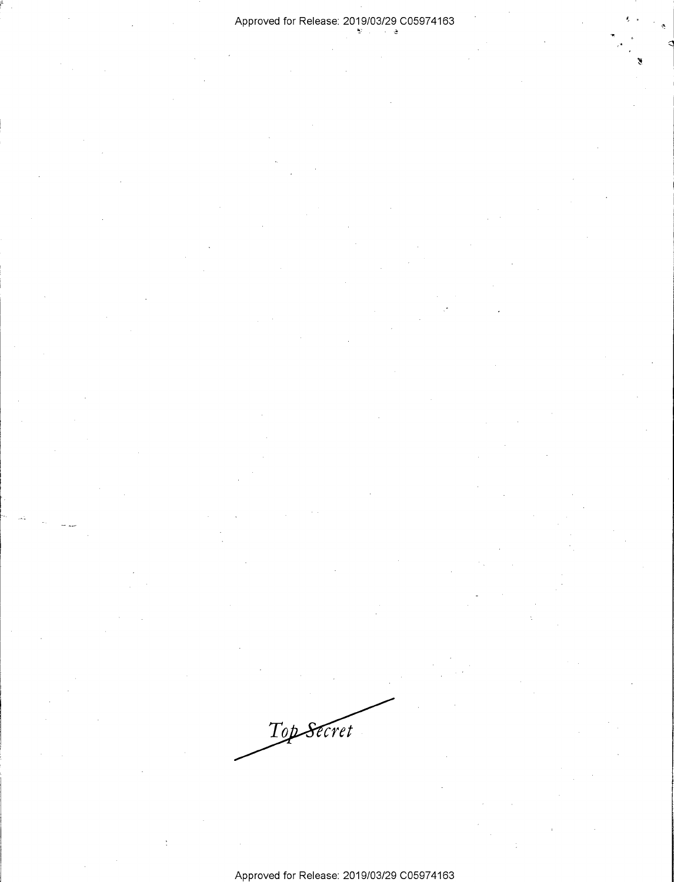Top Secret